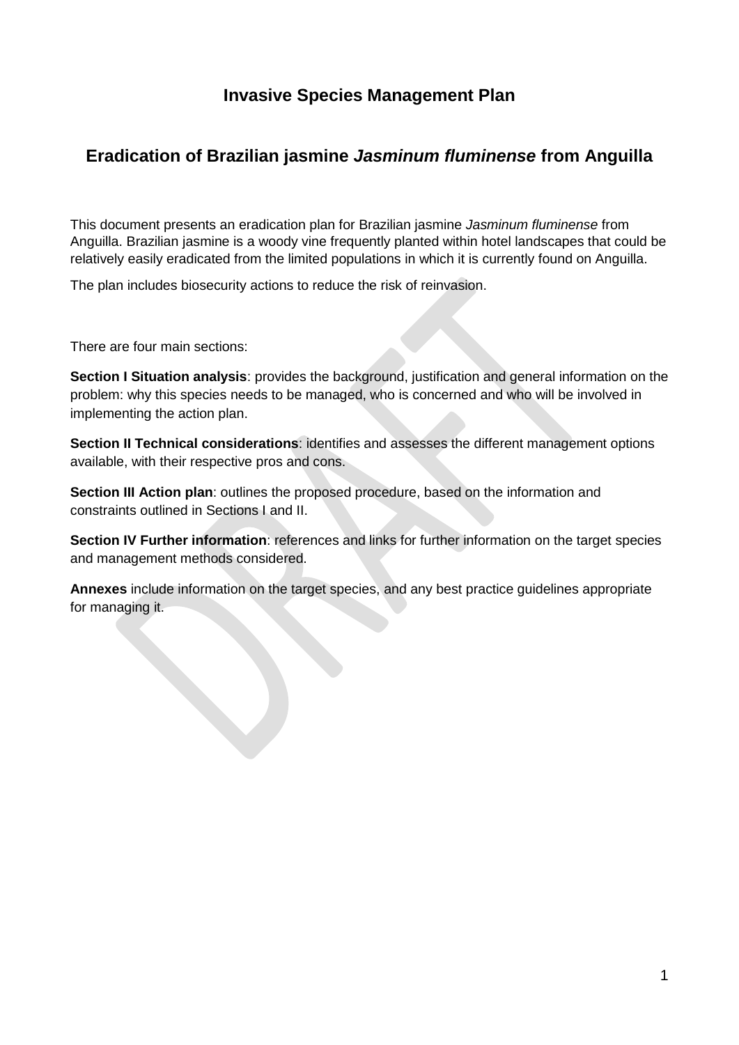# Invasive Species Management Plan

## Eradication of Brazilian jasmine *Jasminum fluminense* from Anguilla

This document presents an eradication plan for Brazilian jasmine *Jasminum fluminense* from Anguilla. Brazilian jasmine is a woody vine frequently planted within hotel landscapes that could be relatively easily eradicated from the limited populations in which it is currently found on Anguilla.

The plan includes biosecurity actions to reduce the risk of reinvasion.

There are four main sections:

**Section I Situation analysis**: provides the background, justification and general information on the problem: why this species needs to be managed, who is concerned and who will be involved in implementing the action plan.

**Section II Technical considerations**: identifies and assesses the different management options available, with their respective pros and cons.

**Section III Action plan**: outlines the proposed procedure, based on the information and constraints outlined in Sections I and II.

**Section IV Further information**: references and links for further information on the target species and management methods considered.

**Annexes** include information on the target species, and any best practice guidelines appropriate for managing it.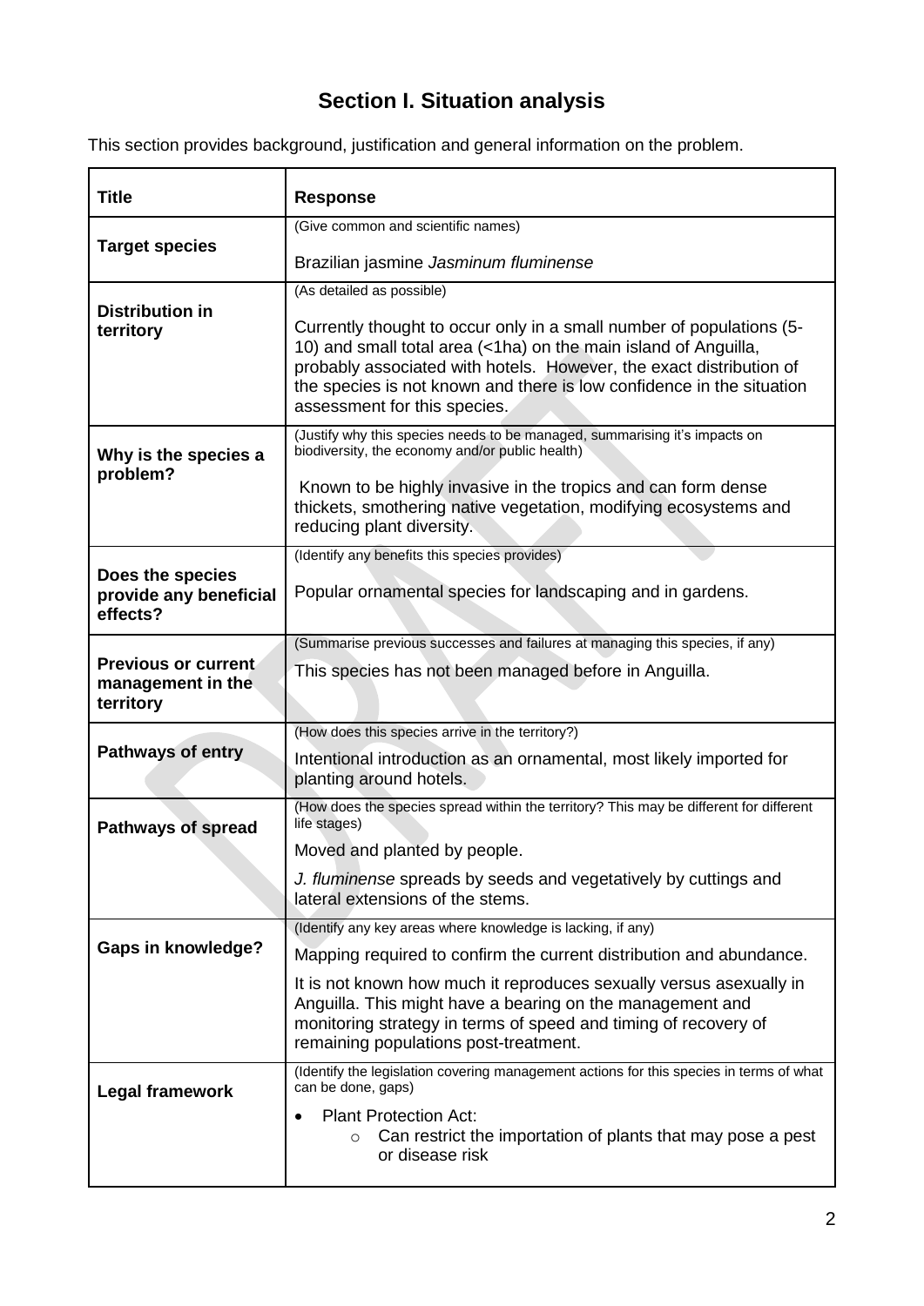# Section I. Situation analysis

This section provides background, justification and general information on the problem.

| Title | Response |
|---|---|
| **Target species** | (Give common and scientific names)<br><br>Brazilian jasmine *Jasminum fluminense* |
| **Distribution in territory** | (As detailed as possible)<br><br>Currently thought to occur only in a small number of populations (5-10) and small total area (<1ha) on the main island of Anguilla, probably associated with hotels. However, the exact distribution of the species is not known and there is low confidence in the situation assessment for this species. |
| **Why is the species a problem?** | (Justify why this species needs to be managed, summarising it's impacts on biodiversity, the economy and/or public health)<br><br>Known to be highly invasive in the tropics and can form dense thickets, smothering native vegetation, modifying ecosystems and reducing plant diversity. |
| **Does the species provide any beneficial effects?** | (Identify any benefits this species provides)<br><br>Popular ornamental species for landscaping and in gardens. |
| **Previous or current management in the territory** | (Summarise previous successes and failures at managing this species, if any)<br><br>This species has not been managed before in Anguilla. |
| **Pathways of entry** | (How does this species arrive in the territory?)<br><br>Intentional introduction as an ornamental, most likely imported for planting around hotels. |
| **Pathways of spread** | (How does the species spread within the territory? This may be different for different life stages)<br><br>Moved and planted by people.<br><br>*J. fluminense* spreads by seeds and vegetatively by cuttings and lateral extensions of the stems. |
| **Gaps in knowledge?** | (Identify any key areas where knowledge is lacking, if any)<br><br>Mapping required to confirm the current distribution and abundance.<br><br>It is not known how much it reproduces sexually versus asexually in Anguilla. This might have a bearing on the management and monitoring strategy in terms of speed and timing of recovery of remaining populations post-treatment. |
| **Legal framework** | (Identify the legislation covering management actions for this species in terms of what can be done, gaps)<br><br>• Plant Protection Act:<br>  ○ Can restrict the importation of plants that may pose a pest or disease risk |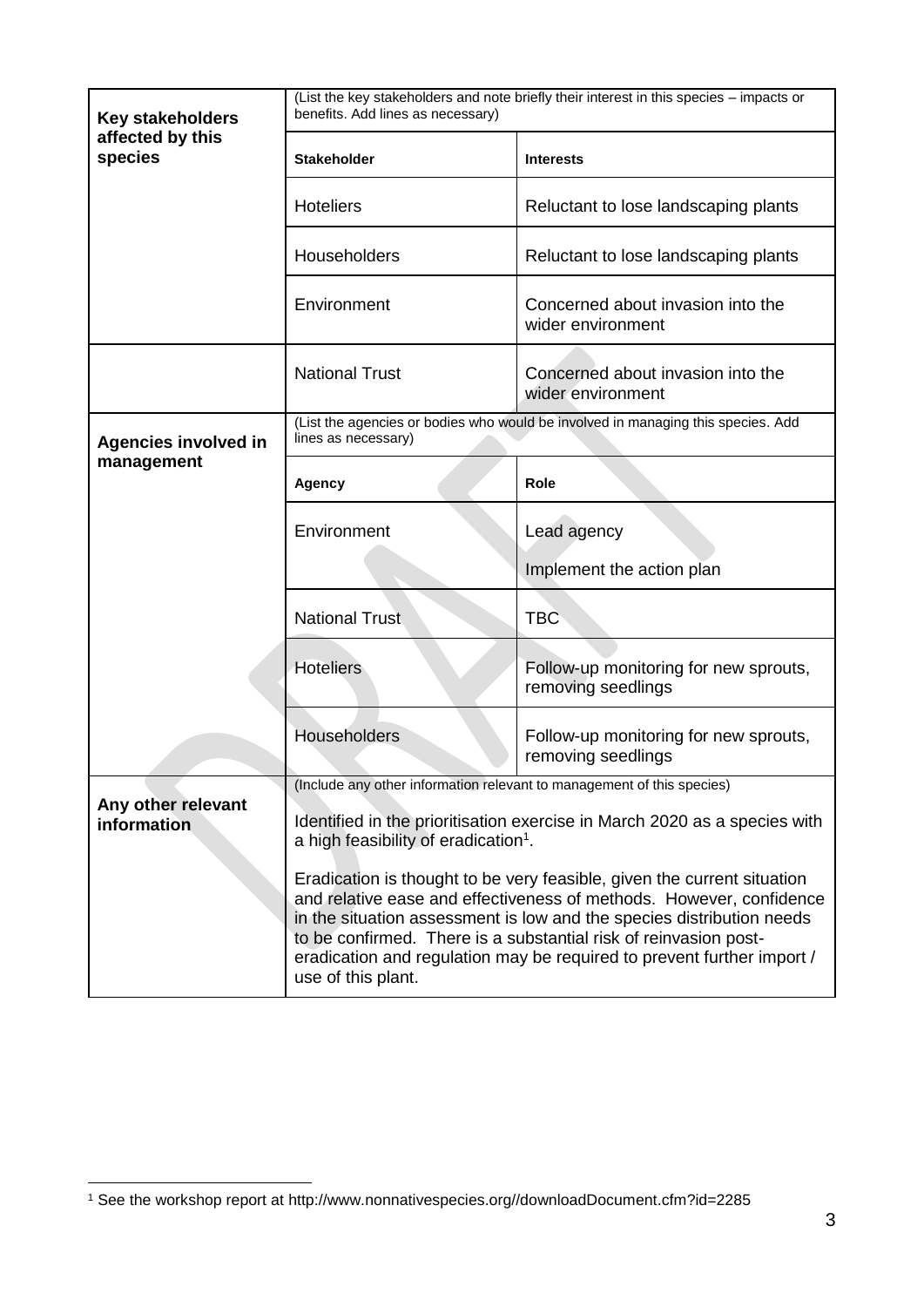| | | |
|---|---|---|
| **Key stakeholders affected by this species** | (List the key stakeholders and note briefly their interest in this species – impacts or benefits. Add lines as necessary) | |
| | **Stakeholder** | **Interests** |
| | Hoteliers | Reluctant to lose landscaping plants |
| | Householders | Reluctant to lose landscaping plants |
| | Environment | Concerned about invasion into the wider environment |
| | National Trust | Concerned about invasion into the wider environment |
| **Agencies involved in management** | (List the agencies or bodies who would be involved in managing this species. Add lines as necessary) | |
| | **Agency** | **Role** |
| | Environment | Lead agency<br><br>Implement the action plan |
| | National Trust | TBC |
| | Hoteliers | Follow-up monitoring for new sprouts, removing seedlings |
| | Householders | Follow-up monitoring for new sprouts, removing seedlings |
| **Any other relevant information** | (Include any other information relevant to management of this species)<br><br>Identified in the prioritisation exercise in March 2020 as a species with a high feasibility of eradication[1].<br><br>Eradication is thought to be very feasible, given the current situation and relative ease and effectiveness of methods. However, confidence in the situation assessment is low and the species distribution needs to be confirmed. There is a substantial risk of reinvasion post-eradication and regulation may be required to prevent further import / use of this plant. | |

[1] See the workshop report at http://www.nonnativespecies.org//downloadDocument.cfm?id=2285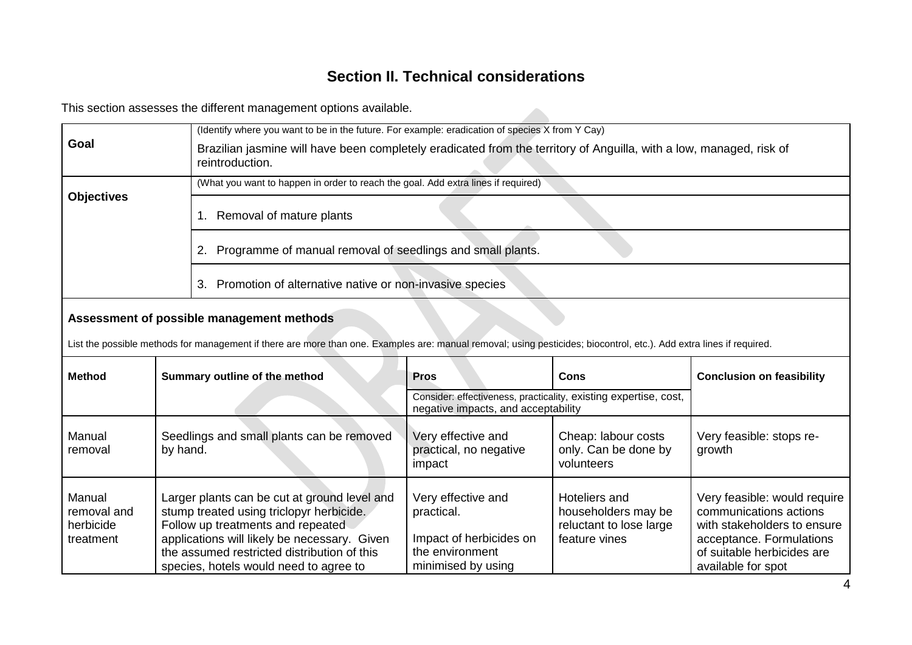## Section II. Technical considerations

This section assesses the different management options available.

| | |
|---|---|
| **Goal** | (Identify where you want to be in the future. For example: eradication of species X from Y Cay)<br>Brazilian jasmine will have been completely eradicated from the territory of Anguilla, with a low, managed, risk of reintroduction. |
| **Objectives** | (What you want to happen in order to reach the goal. Add extra lines if required) |
| | 1. Removal of mature plants |
| | 2. Programme of manual removal of seedlings and small plants. |
| | 3. Promotion of alternative native or non-invasive species |

**Assessment of possible management methods**

List the possible methods for management if there are more than one. Examples are: manual removal; using pesticides; biocontrol, etc.). Add extra lines if required.

| **Method** | **Summary outline of the method** | **Pros** | **Cons** | **Conclusion on feasibility** |
|---|---|---|---|---|
| | | Consider: effectiveness, practicality, existing expertise, cost, negative impacts, and acceptability | | |
| Manual removal | Seedlings and small plants can be removed by hand. | Very effective and practical, no negative impact | Cheap: labour costs only. Can be done by volunteers | Very feasible: stops re-growth |
| Manual removal and herbicide treatment | Larger plants can be cut at ground level and stump treated using triclopyr herbicide. Follow up treatments and repeated applications will likely be necessary. Given the assumed restricted distribution of this species, hotels would need to agree to | Very effective and practical.<br><br>Impact of herbicides on the environment minimised by using | Hoteliers and householders may be reluctant to lose large feature vines | Very feasible: would require communications actions with stakeholders to ensure acceptance. Formulations of suitable herbicides are available for spot |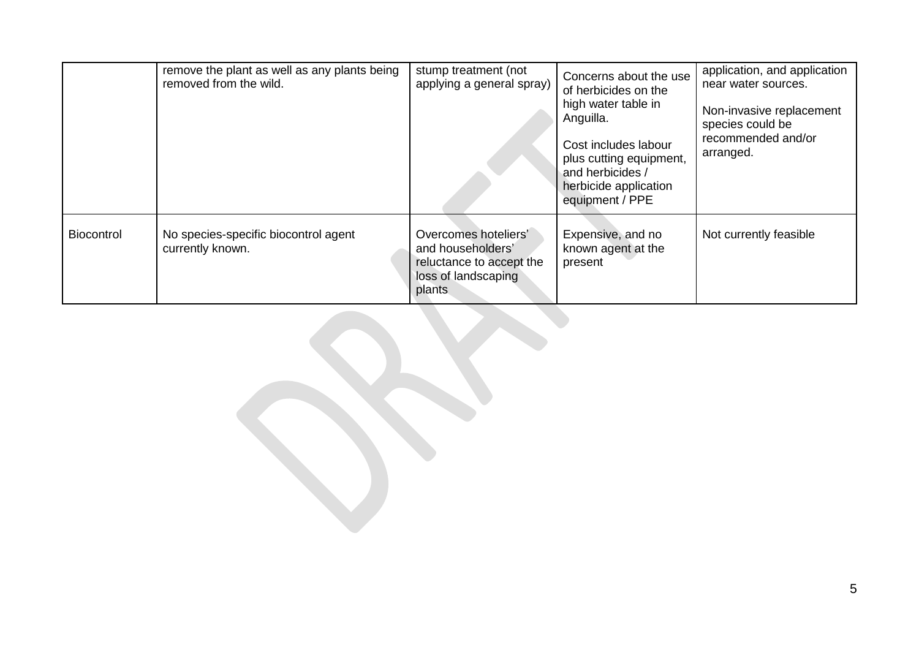| | | | | |
|---|---|---|---|---|
| | remove the plant as well as any plants being removed from the wild. | stump treatment (not applying a general spray) | Concerns about the use of herbicides on the high water table in Anguilla.<br><br>Cost includes labour plus cutting equipment, and herbicides / herbicide application equipment / PPE | application, and application near water sources.<br><br>Non-invasive replacement species could be recommended and/or arranged. |
| Biocontrol | No species-specific biocontrol agent currently known. | Overcomes hoteliers' and householders' reluctance to accept the loss of landscaping plants | Expensive, and no known agent at the present | Not currently feasible |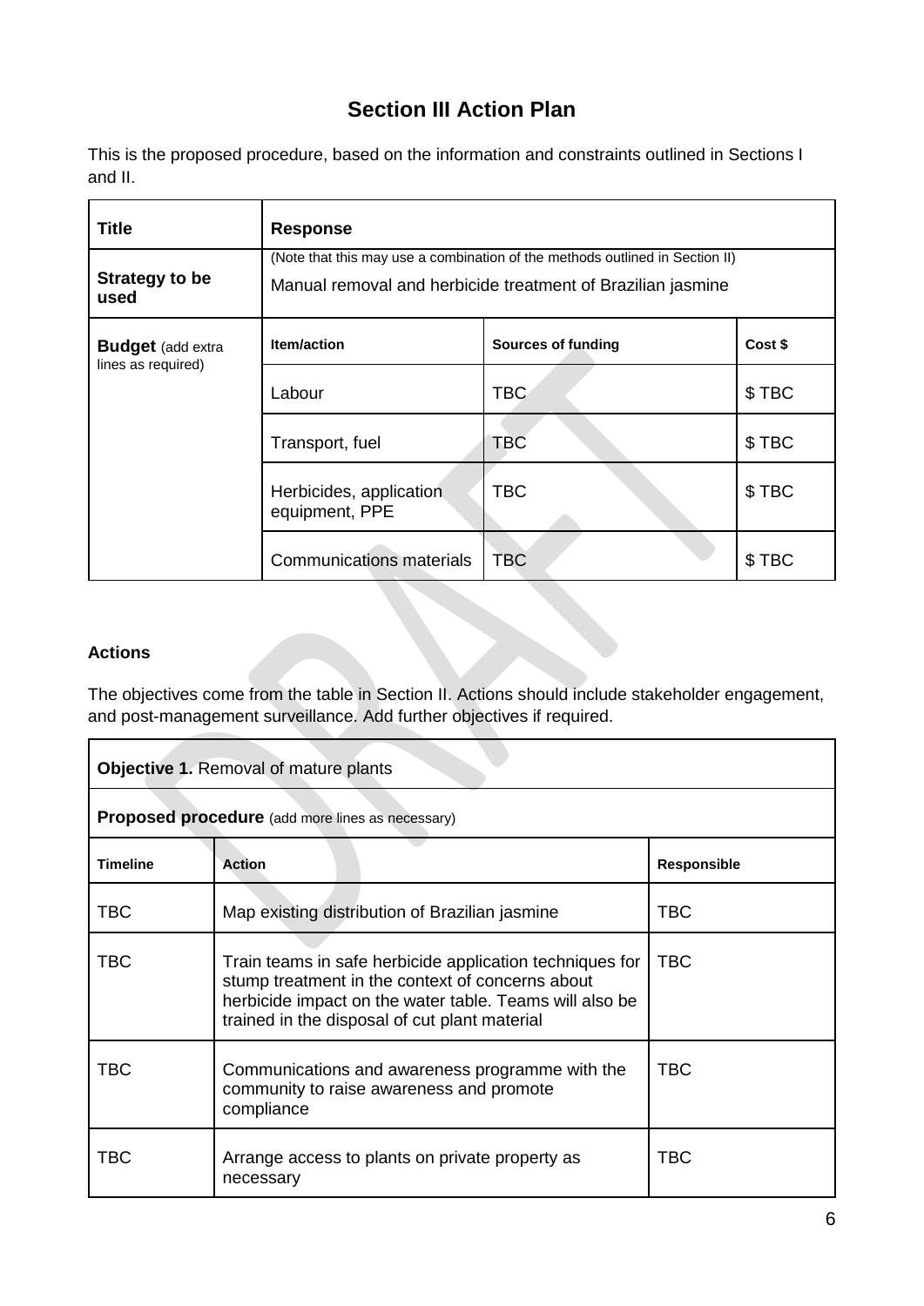# Section III Action Plan

This is the proposed procedure, based on the information and constraints outlined in Sections I and II.

| **Title** | **Response** | | |
|---|---|---|---|
| **Strategy to be used** | (Note that this may use a combination of the methods outlined in Section II) Manual removal and herbicide treatment of Brazilian jasmine | | |
| **Budget** (add extra lines as required) | **Item/action** | **Sources of funding** | **Cost $** |
| | Labour | TBC | $ TBC |
| | Transport, fuel | TBC | $ TBC |
| | Herbicides, application equipment, PPE | TBC | $ TBC |
| | Communications materials | TBC | $ TBC |

**Actions**

The objectives come from the table in Section II. Actions should include stakeholder engagement, and post-management surveillance. Add further objectives if required.

| **Objective 1.** Removal of mature plants | | |
|---|---|---|
| **Proposed procedure** (add more lines as necessary) | | |
| **Timeline** | **Action** | **Responsible** |
| TBC | Map existing distribution of Brazilian jasmine | TBC |
| TBC | Train teams in safe herbicide application techniques for stump treatment in the context of concerns about herbicide impact on the water table. Teams will also be trained in the disposal of cut plant material | TBC |
| TBC | Communications and awareness programme with the community to raise awareness and promote compliance | TBC |
| TBC | Arrange access to plants on private property as necessary | TBC |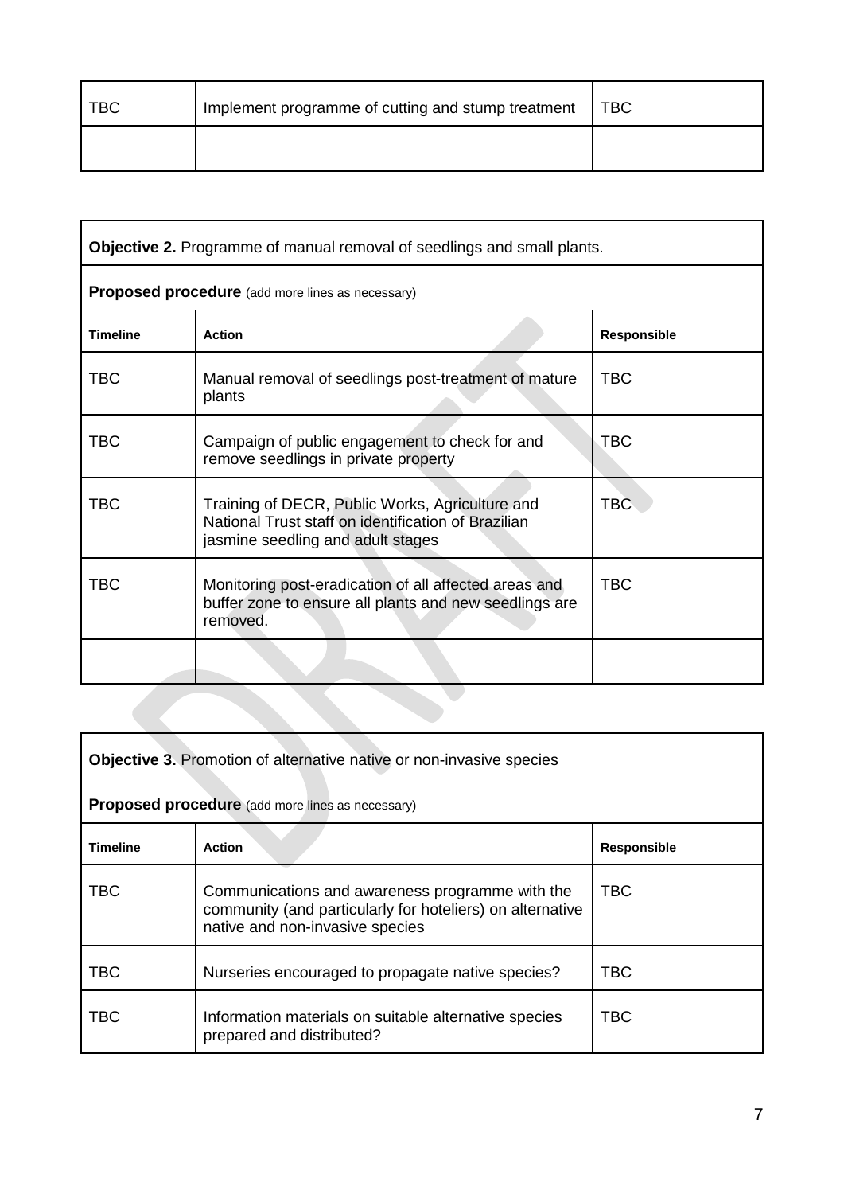| TBC | Implement programme of cutting and stump treatment | TBC |
|---|---|---|
| | | |

| **Objective 2.** Programme of manual removal of seedlings and small plants. | | |
|---|---|---|
| **Proposed procedure** (add more lines as necessary) | | |
| **Timeline** | **Action** | **Responsible** |
| TBC | Manual removal of seedlings post-treatment of mature plants | TBC |
| TBC | Campaign of public engagement to check for and remove seedlings in private property | TBC |
| TBC | Training of DECR, Public Works, Agriculture and National Trust staff on identification of Brazilian jasmine seedling and adult stages | TBC |
| TBC | Monitoring post-eradication of all affected areas and buffer zone to ensure all plants and new seedlings are removed. | TBC |
| | | |

| **Objective 3.** Promotion of alternative native or non-invasive species | | |
|---|---|---|
| **Proposed procedure** (add more lines as necessary) | | |
| **Timeline** | **Action** | **Responsible** |
| TBC | Communications and awareness programme with the community (and particularly for hoteliers) on alternative native and non-invasive species | TBC |
| TBC | Nurseries encouraged to propagate native species? | TBC |
| TBC | Information materials on suitable alternative species prepared and distributed? | TBC |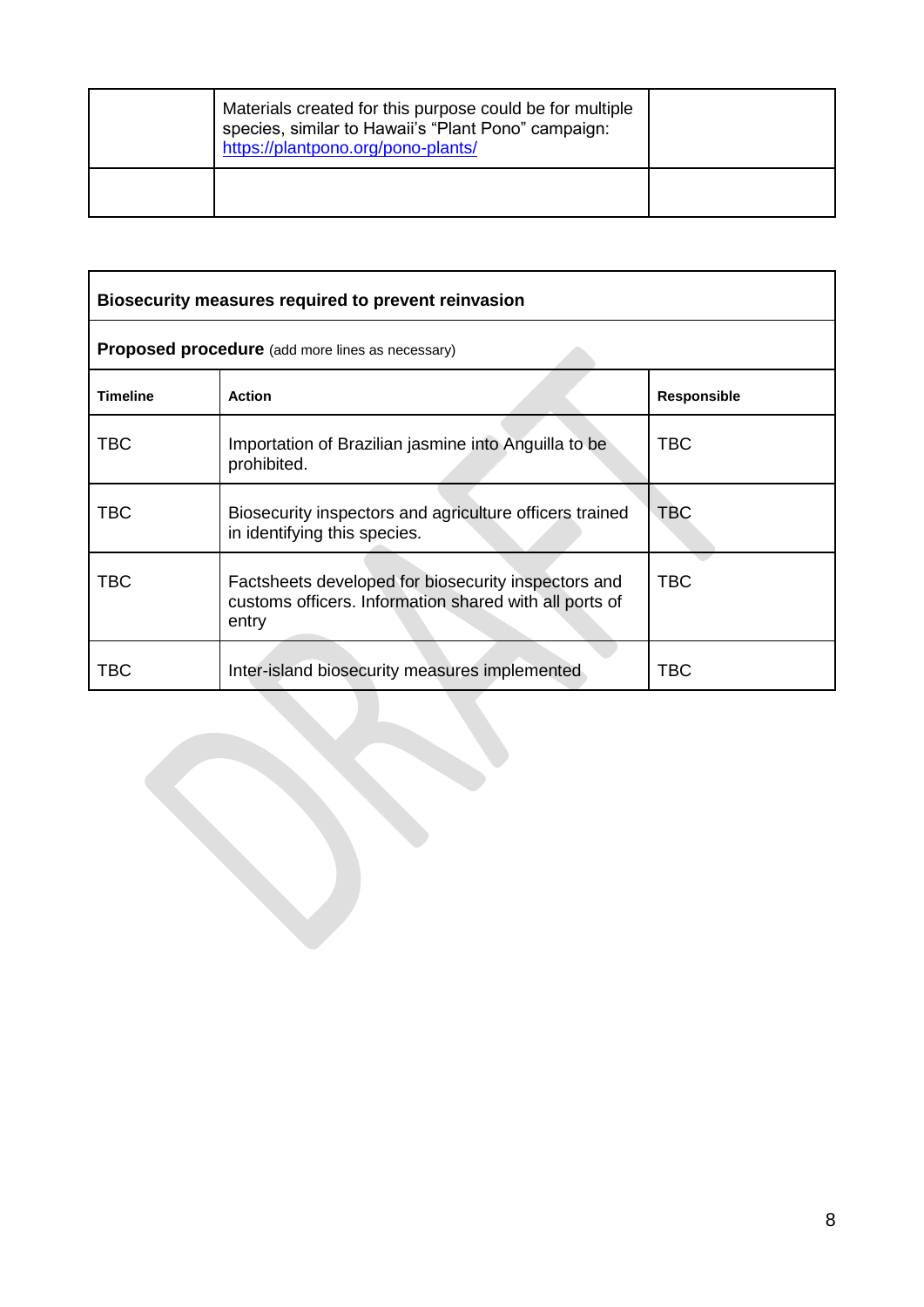| | | |
|---|---|---|
| | Materials created for this purpose could be for multiple species, similar to Hawaii's "Plant Pono" campaign: https://plantpono.org/pono-plants/ | |
| | | |

| **Biosecurity measures required to prevent reinvasion** | | |
|---|---|---|
| **Proposed procedure** (add more lines as necessary) | | |
| **Timeline** | **Action** | **Responsible** |
| TBC | Importation of Brazilian jasmine into Anguilla to be prohibited. | TBC |
| TBC | Biosecurity inspectors and agriculture officers trained in identifying this species. | TBC |
| TBC | Factsheets developed for biosecurity inspectors and customs officers. Information shared with all ports of entry | TBC |
| TBC | Inter-island biosecurity measures implemented | TBC |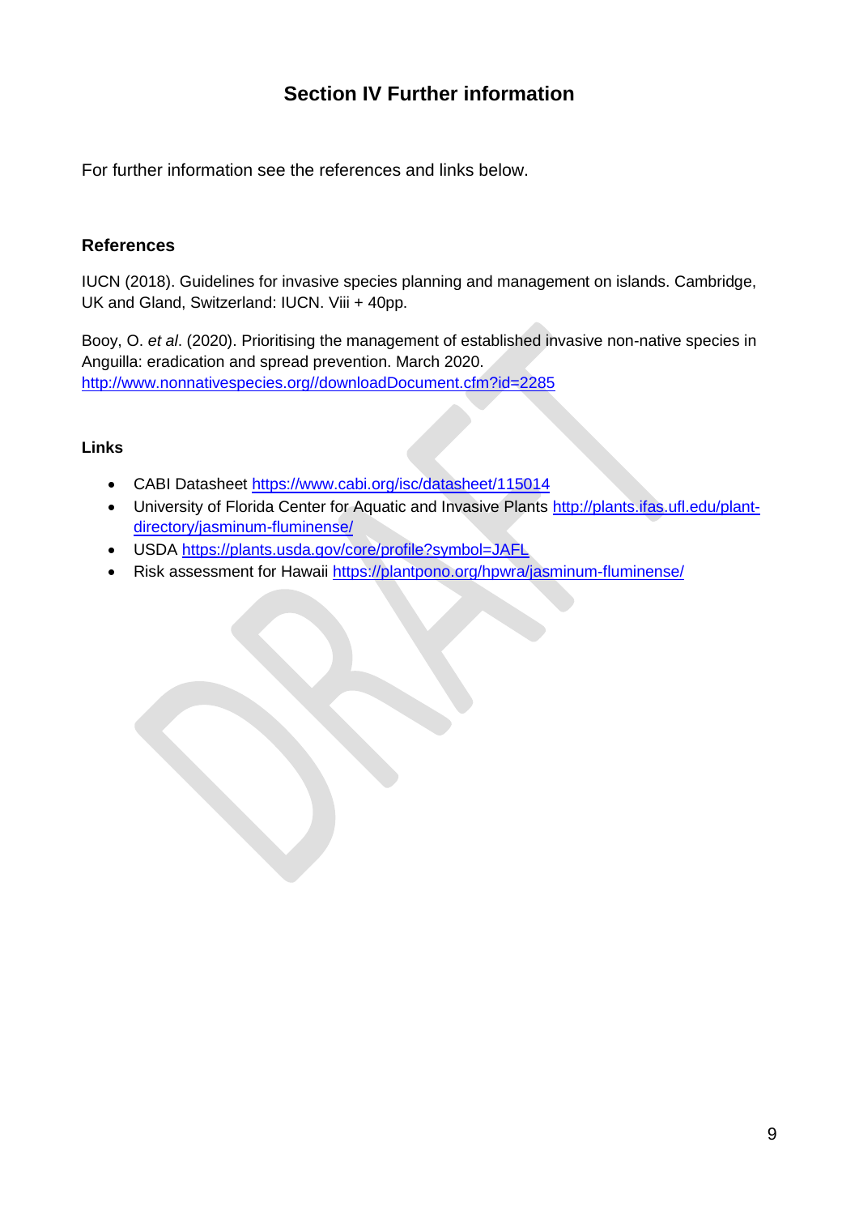## Section IV Further information

For further information see the references and links below.

### References

IUCN (2018). Guidelines for invasive species planning and management on islands. Cambridge, UK and Gland, Switzerland: IUCN. Viii + 40pp.

Booy, O. *et al*. (2020). Prioritising the management of established invasive non-native species in Anguilla: eradication and spread prevention. March 2020. http://www.nonnativespecies.org//downloadDocument.cfm?id=2285

### Links

- CABI Datasheet https://www.cabi.org/isc/datasheet/115014
- University of Florida Center for Aquatic and Invasive Plants http://plants.ifas.ufl.edu/plant-directory/jasminum-fluminense/
- USDA https://plants.usda.gov/core/profile?symbol=JAFL
- Risk assessment for Hawaii https://plantpono.org/hpwra/jasminum-fluminense/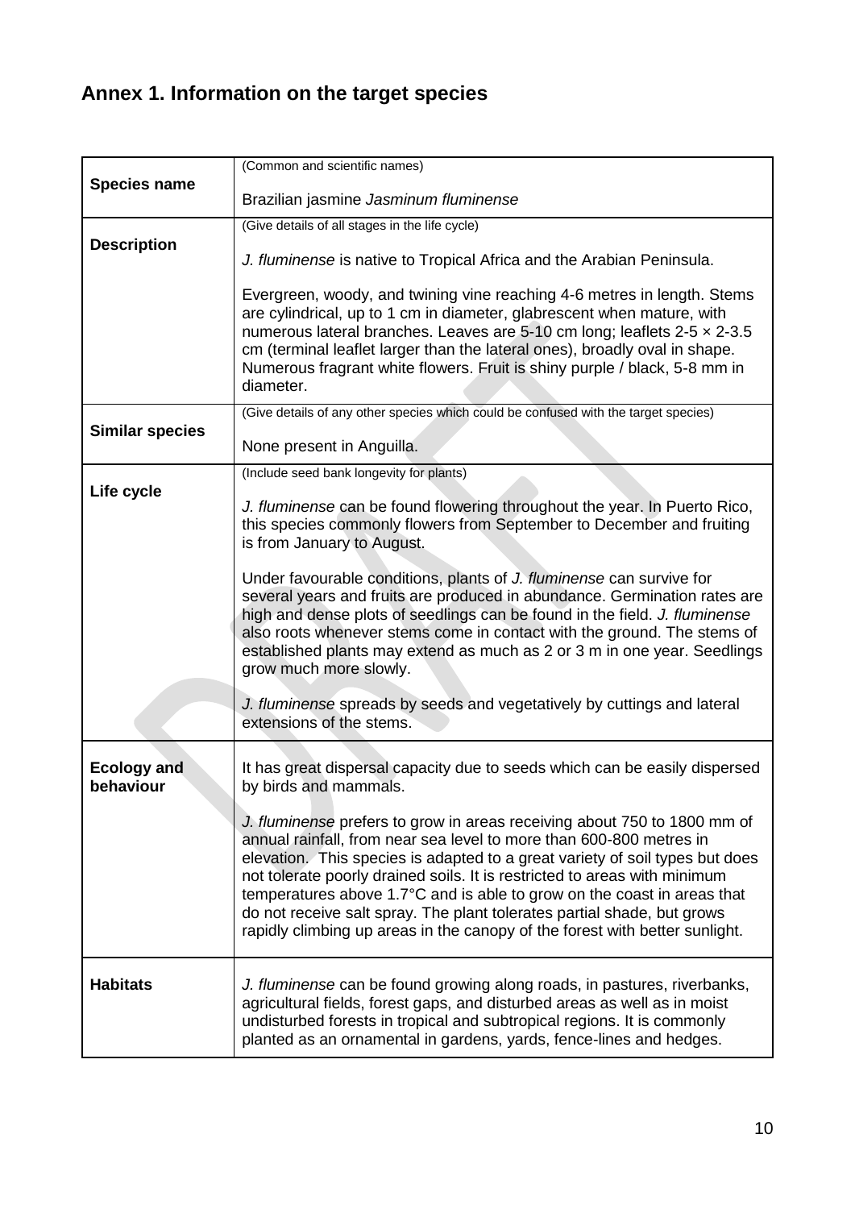## Annex 1. Information on the target species

| | |
|---|---|
| **Species name** | (Common and scientific names)<br><br>Brazilian jasmine *Jasminum fluminense* |
| **Description** | (Give details of all stages in the life cycle)<br><br>*J. fluminense* is native to Tropical Africa and the Arabian Peninsula.<br><br>Evergreen, woody, and twining vine reaching 4-6 metres in length. Stems are cylindrical, up to 1 cm in diameter, glabrescent when mature, with numerous lateral branches. Leaves are 5-10 cm long; leaflets 2-5 × 2-3.5 cm (terminal leaflet larger than the lateral ones), broadly oval in shape. Numerous fragrant white flowers. Fruit is shiny purple / black, 5-8 mm in diameter. |
| **Similar species** | (Give details of any other species which could be confused with the target species)<br><br>None present in Anguilla. |
| **Life cycle** | (Include seed bank longevity for plants)<br><br>*J. fluminense* can be found flowering throughout the year. In Puerto Rico, this species commonly flowers from September to December and fruiting is from January to August.<br><br>Under favourable conditions, plants of *J. fluminense* can survive for several years and fruits are produced in abundance. Germination rates are high and dense plots of seedlings can be found in the field. *J. fluminense* also roots whenever stems come in contact with the ground. The stems of established plants may extend as much as 2 or 3 m in one year. Seedlings grow much more slowly.<br><br>*J. fluminense* spreads by seeds and vegetatively by cuttings and lateral extensions of the stems. |
| **Ecology and behaviour** | It has great dispersal capacity due to seeds which can be easily dispersed by birds and mammals.<br><br>*J. fluminense* prefers to grow in areas receiving about 750 to 1800 mm of annual rainfall, from near sea level to more than 600-800 metres in elevation. This species is adapted to a great variety of soil types but does not tolerate poorly drained soils. It is restricted to areas with minimum temperatures above 1.7°C and is able to grow on the coast in areas that do not receive salt spray. The plant tolerates partial shade, but grows rapidly climbing up areas in the canopy of the forest with better sunlight. |
| **Habitats** | *J. fluminense* can be found growing along roads, in pastures, riverbanks, agricultural fields, forest gaps, and disturbed areas as well as in moist undisturbed forests in tropical and subtropical regions. It is commonly planted as an ornamental in gardens, yards, fence-lines and hedges. |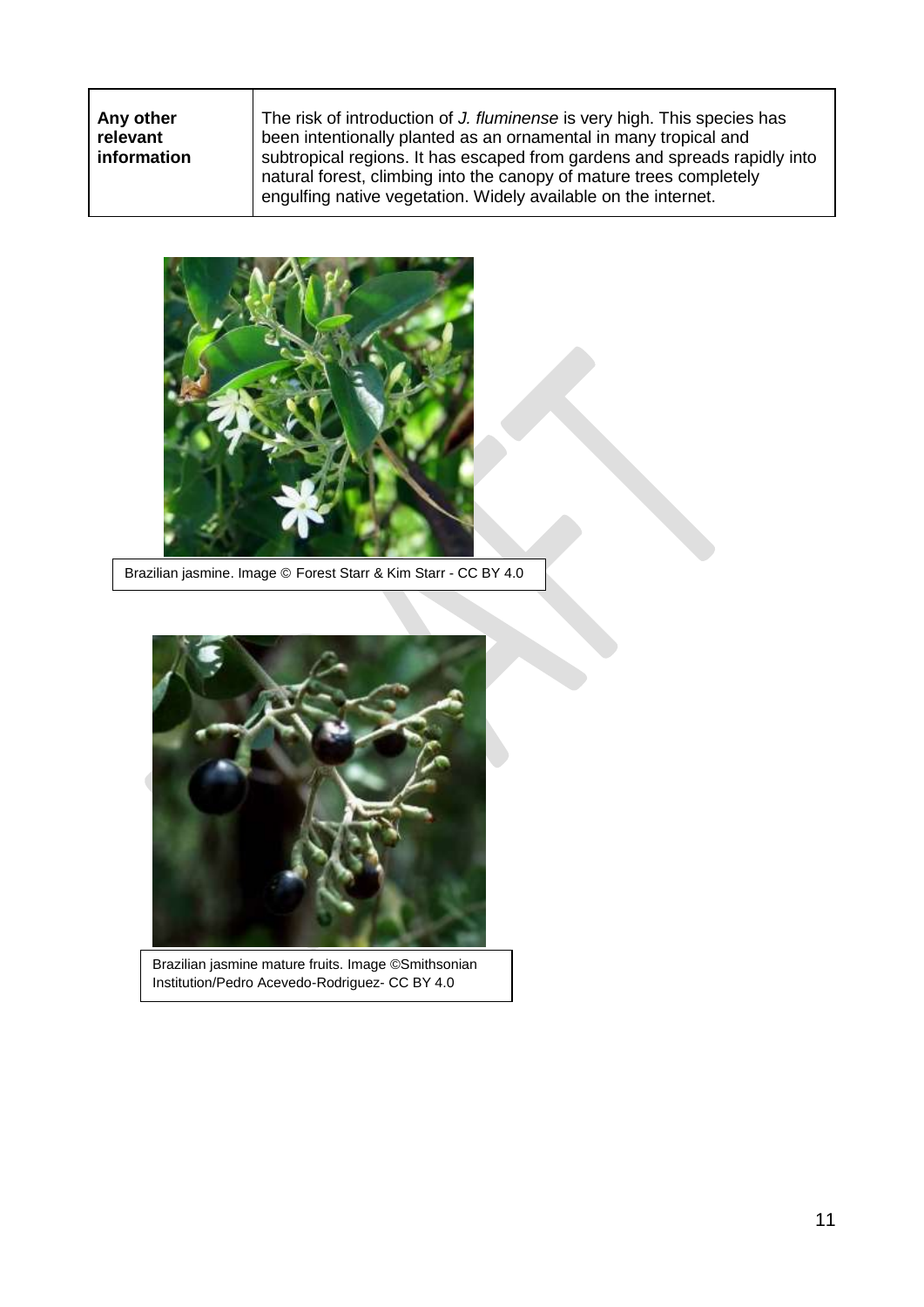| Any other relevant information | The risk of introduction of *J. fluminense* is very high. This species has been intentionally planted as an ornamental in many tropical and subtropical regions. It has escaped from gardens and spreads rapidly into natural forest, climbing into the canopy of mature trees completely engulfing native vegetation. Widely available on the internet. |
|---|---|

Brazilian jasmine. Image © Forest Starr & Kim Starr - CC BY 4.0

Brazilian jasmine mature fruits. Image ©Smithsonian Institution/Pedro Acevedo-Rodriguez- CC BY 4.0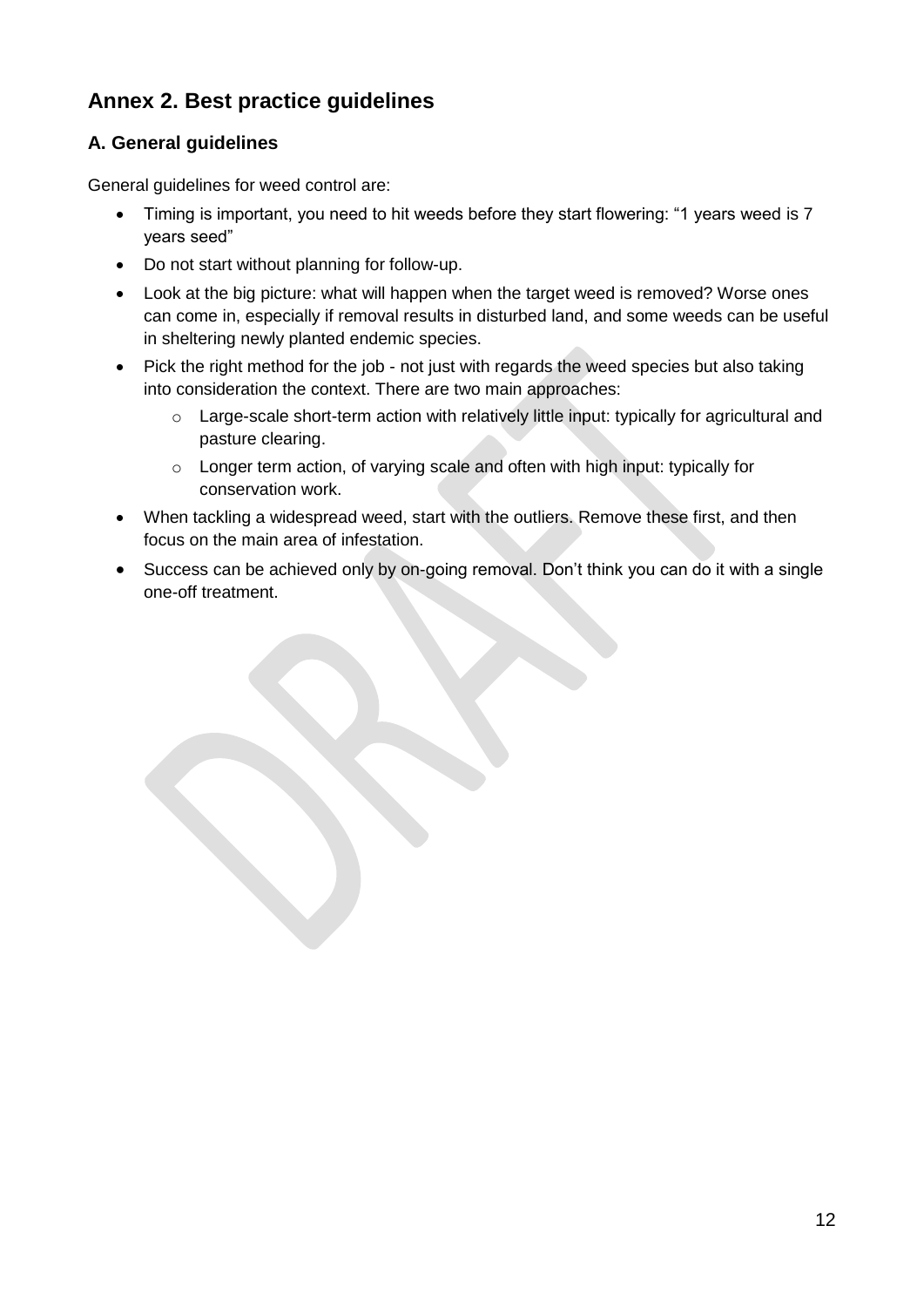# Annex 2. Best practice guidelines

## A. General guidelines

General guidelines for weed control are:

- Timing is important, you need to hit weeds before they start flowering: "1 years weed is 7 years seed"
- Do not start without planning for follow-up.
- Look at the big picture: what will happen when the target weed is removed? Worse ones can come in, especially if removal results in disturbed land, and some weeds can be useful in sheltering newly planted endemic species.
- Pick the right method for the job - not just with regards the weed species but also taking into consideration the context. There are two main approaches:
    - Large-scale short-term action with relatively little input: typically for agricultural and pasture clearing.
    - Longer term action, of varying scale and often with high input: typically for conservation work.
- When tackling a widespread weed, start with the outliers. Remove these first, and then focus on the main area of infestation.
- Success can be achieved only by on-going removal. Don't think you can do it with a single one-off treatment.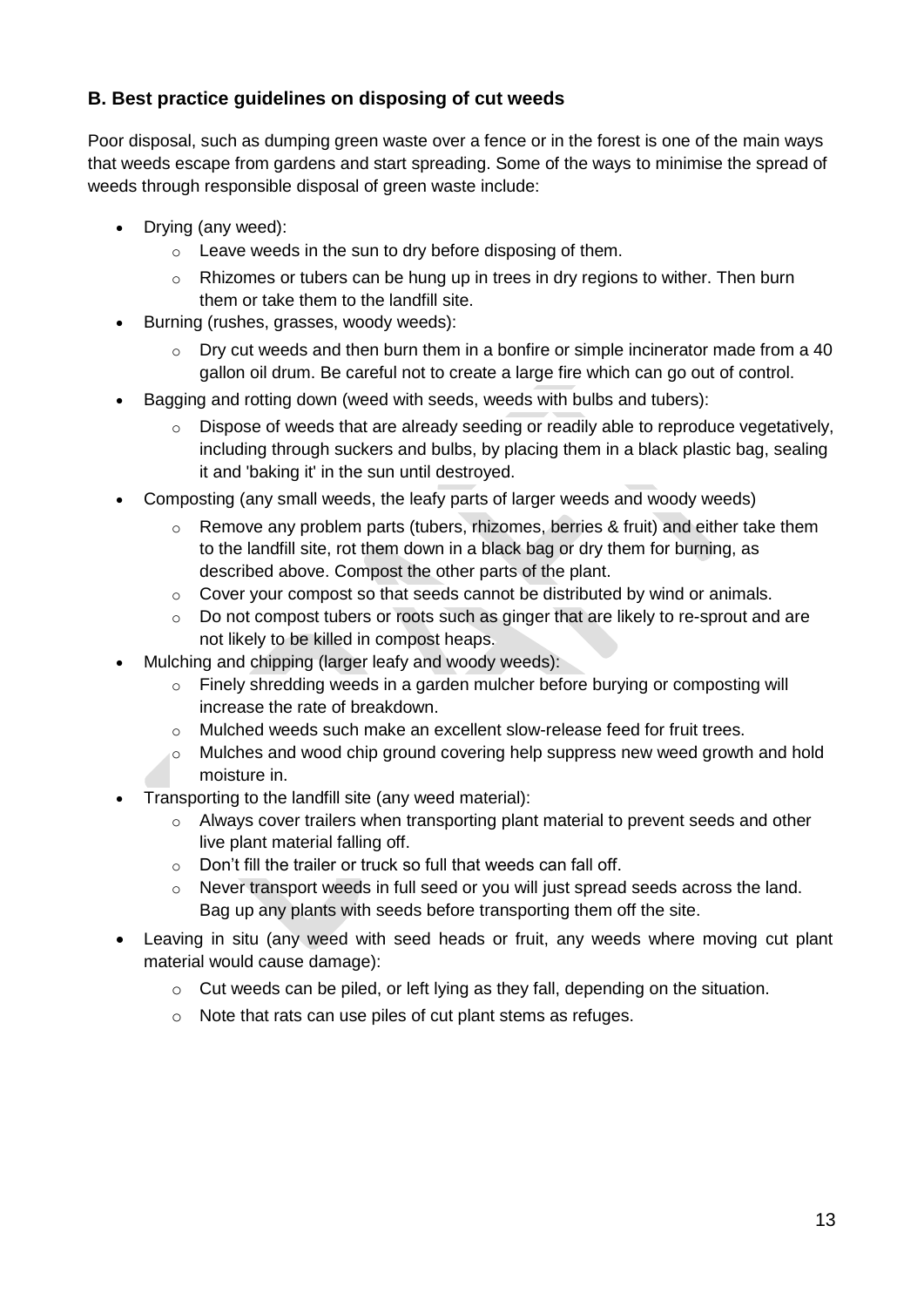### B. Best practice guidelines on disposing of cut weeds

Poor disposal, such as dumping green waste over a fence or in the forest is one of the main ways that weeds escape from gardens and start spreading. Some of the ways to minimise the spread of weeds through responsible disposal of green waste include:

- Drying (any weed):
  - Leave weeds in the sun to dry before disposing of them.
  - Rhizomes or tubers can be hung up in trees in dry regions to wither. Then burn them or take them to the landfill site.
- Burning (rushes, grasses, woody weeds):
  - Dry cut weeds and then burn them in a bonfire or simple incinerator made from a 40 gallon oil drum. Be careful not to create a large fire which can go out of control.
- Bagging and rotting down (weed with seeds, weeds with bulbs and tubers):
  - Dispose of weeds that are already seeding or readily able to reproduce vegetatively, including through suckers and bulbs, by placing them in a black plastic bag, sealing it and 'baking it' in the sun until destroyed.
- Composting (any small weeds, the leafy parts of larger weeds and woody weeds)
  - Remove any problem parts (tubers, rhizomes, berries & fruit) and either take them to the landfill site, rot them down in a black bag or dry them for burning, as described above. Compost the other parts of the plant.
  - Cover your compost so that seeds cannot be distributed by wind or animals.
  - Do not compost tubers or roots such as ginger that are likely to re-sprout and are not likely to be killed in compost heaps.
- Mulching and chipping (larger leafy and woody weeds):
  - Finely shredding weeds in a garden mulcher before burying or composting will increase the rate of breakdown.
  - Mulched weeds such make an excellent slow-release feed for fruit trees.
  - Mulches and wood chip ground covering help suppress new weed growth and hold moisture in.
- Transporting to the landfill site (any weed material):
  - Always cover trailers when transporting plant material to prevent seeds and other live plant material falling off.
  - Don't fill the trailer or truck so full that weeds can fall off.
  - Never transport weeds in full seed or you will just spread seeds across the land. Bag up any plants with seeds before transporting them off the site.
- Leaving in situ (any weed with seed heads or fruit, any weeds where moving cut plant material would cause damage):
  - Cut weeds can be piled, or left lying as they fall, depending on the situation.
  - Note that rats can use piles of cut plant stems as refuges.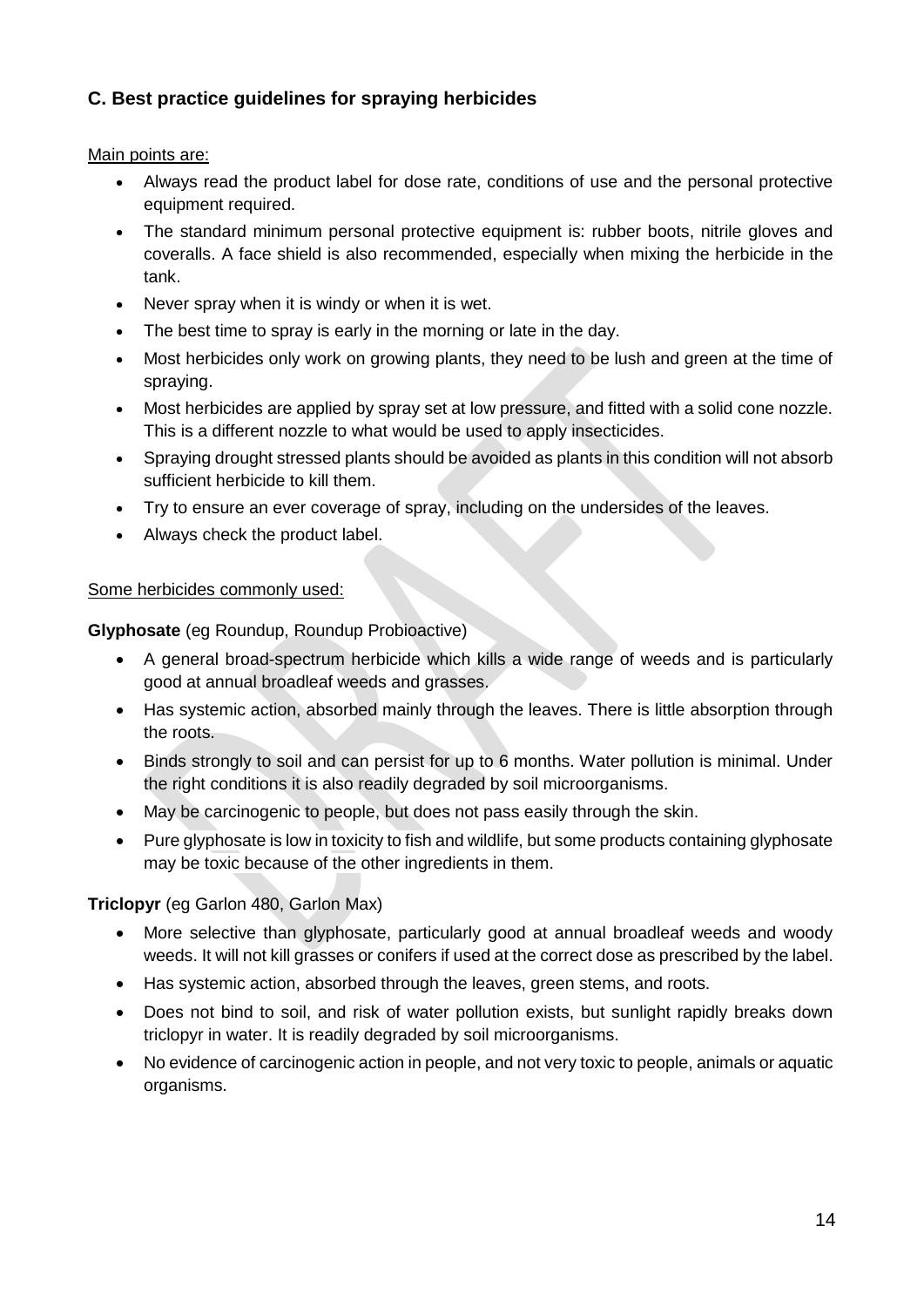## C. Best practice guidelines for spraying herbicides

Main points are:

- Always read the product label for dose rate, conditions of use and the personal protective equipment required.
- The standard minimum personal protective equipment is: rubber boots, nitrile gloves and coveralls. A face shield is also recommended, especially when mixing the herbicide in the tank.
- Never spray when it is windy or when it is wet.
- The best time to spray is early in the morning or late in the day.
- Most herbicides only work on growing plants, they need to be lush and green at the time of spraying.
- Most herbicides are applied by spray set at low pressure, and fitted with a solid cone nozzle. This is a different nozzle to what would be used to apply insecticides.
- Spraying drought stressed plants should be avoided as plants in this condition will not absorb sufficient herbicide to kill them.
- Try to ensure an ever coverage of spray, including on the undersides of the leaves.
- Always check the product label.

Some herbicides commonly used:

**Glyphosate** (eg Roundup, Roundup Probioactive)

- A general broad-spectrum herbicide which kills a wide range of weeds and is particularly good at annual broadleaf weeds and grasses.
- Has systemic action, absorbed mainly through the leaves. There is little absorption through the roots.
- Binds strongly to soil and can persist for up to 6 months. Water pollution is minimal. Under the right conditions it is also readily degraded by soil microorganisms.
- May be carcinogenic to people, but does not pass easily through the skin.
- Pure glyphosate is low in toxicity to fish and wildlife, but some products containing glyphosate may be toxic because of the other ingredients in them.

**Triclopyr** (eg Garlon 480, Garlon Max)

- More selective than glyphosate, particularly good at annual broadleaf weeds and woody weeds. It will not kill grasses or conifers if used at the correct dose as prescribed by the label.
- Has systemic action, absorbed through the leaves, green stems, and roots.
- Does not bind to soil, and risk of water pollution exists, but sunlight rapidly breaks down triclopyr in water. It is readily degraded by soil microorganisms.
- No evidence of carcinogenic action in people, and not very toxic to people, animals or aquatic organisms.